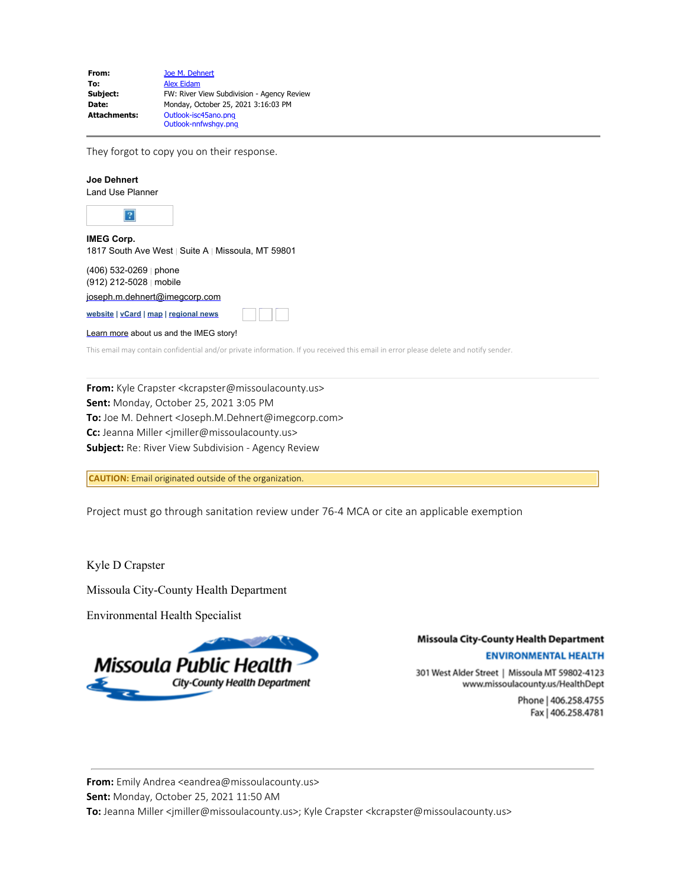| | |
|---|---|
| **From:** | Joe M. Dehnert |
| **To:** | Alex Eidam |
| **Subject:** | FW: River View Subdivision - Agency Review |
| **Date:** | Monday, October 25, 2021 3:16:03 PM |
| **Attachments:** | Outlook-isc45ano.png<br>Outlook-nnfwshqy.png |

---

They forgot to copy you on their response.

**Joe Dehnert**
Land Use Planner

**IMEG Corp.**
1817 South Ave West | Suite A | Missoula, MT 59801

(406) 532-0269 | phone
(912) 212-5028 | mobile

joseph.m.dehnert@imegcorp.com

**website** | **vCard** | **map** | **regional news**

Learn more about us and the IMEG story!

This email may contain confidential and/or private information. If you received this email in error please delete and notify sender.

---

**From:** Kyle Crapster <kcrapster@missoulacounty.us>
**Sent:** Monday, October 25, 2021 3:05 PM
**To:** Joe M. Dehnert <Joseph.M.Dehnert@imegcorp.com>
**Cc:** Jeanna Miller <jmiller@missoulacounty.us>
**Subject:** Re: River View Subdivision - Agency Review

**CAUTION:** Email originated outside of the organization.

Project must go through sanitation review under 76-4 MCA or cite an applicable exemption

Kyle D Crapster

Missoula City-County Health Department

Environmental Health Specialist

Missoula Public Health
City-County Health Department

**Missoula City-County Health Department**
**ENVIRONMENTAL HEALTH**
301 West Alder Street | Missoula MT 59802-4123
www.missoulacounty.us/HealthDept
Phone | 406.258.4755
Fax | 406.258.4781

---

**From:** Emily Andrea <eandrea@missoulacounty.us>
**Sent:** Monday, October 25, 2021 11:50 AM
**To:** Jeanna Miller <jmiller@missoulacounty.us>; Kyle Crapster <kcrapster@missoulacounty.us>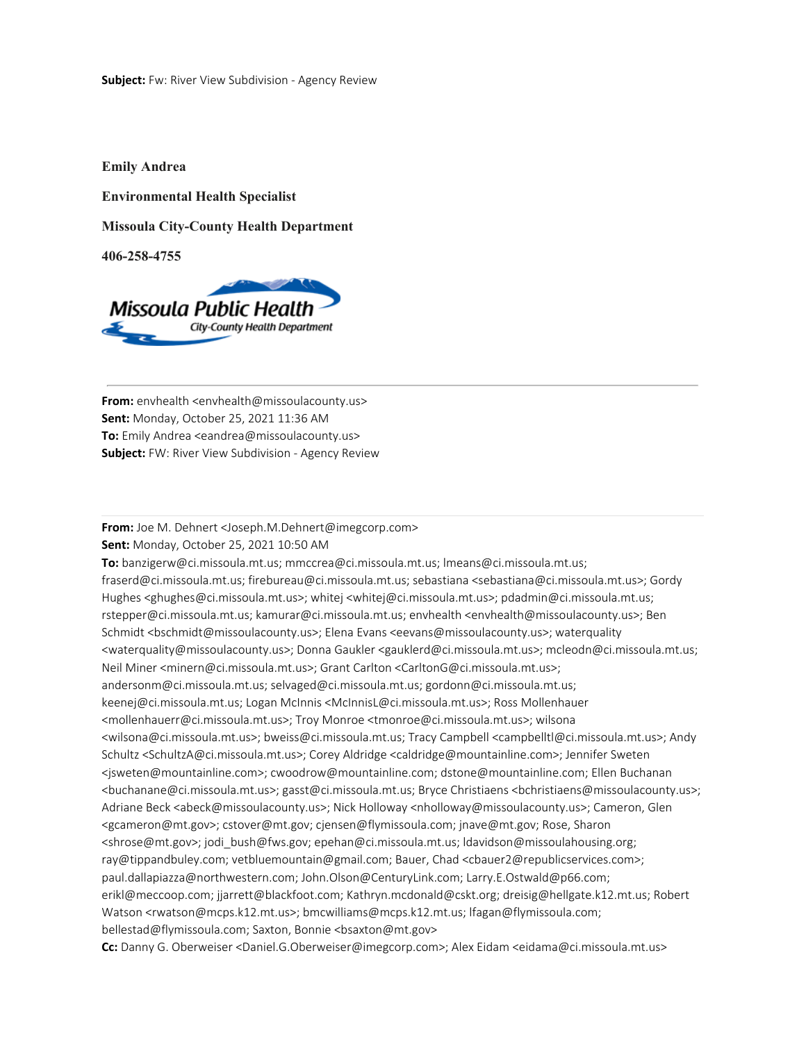**Subject:** Fw: River View Subdivision - Agency Review

**Emily Andrea**

**Environmental Health Specialist**

**Missoula City-County Health Department**

**406-258-4755**

Missoula Public Health
City-County Health Department

---

**From:** envhealth <envhealth@missoulacounty.us>
**Sent:** Monday, October 25, 2021 11:36 AM
**To:** Emily Andrea <eandrea@missoulacounty.us>
**Subject:** FW: River View Subdivision - Agency Review

---

**From:** Joe M. Dehnert <Joseph.M.Dehnert@imegcorp.com>
**Sent:** Monday, October 25, 2021 10:50 AM
**To:** banzigerw@ci.missoula.mt.us; mmccrea@ci.missoula.mt.us; lmeans@ci.missoula.mt.us; fraserd@ci.missoula.mt.us; firebureau@ci.missoula.mt.us; sebastiana <sebastiana@ci.missoula.mt.us>; Gordy Hughes <ghughes@ci.missoula.mt.us>; whitej <whitej@ci.missoula.mt.us>; pdadmin@ci.missoula.mt.us; rstepper@ci.missoula.mt.us; kamurar@ci.missoula.mt.us; envhealth <envhealth@missoulacounty.us>; Ben Schmidt <bschmidt@missoulacounty.us>; Elena Evans <eevans@missoulacounty.us>; waterquality <waterquality@missoulacounty.us>; Donna Gaukler <gauklerd@ci.missoula.mt.us>; mcleodn@ci.missoula.mt.us; Neil Miner <minern@ci.missoula.mt.us>; Grant Carlton <CarltonG@ci.missoula.mt.us>; andersonm@ci.missoula.mt.us; selvaged@ci.missoula.mt.us; gordonn@ci.missoula.mt.us; keenej@ci.missoula.mt.us; Logan McInnis <McInnisL@ci.missoula.mt.us>; Ross Mollenhauer <mollenhauerr@ci.missoula.mt.us>; Troy Monroe <tmonroe@ci.missoula.mt.us>; wilsona <wilsona@ci.missoula.mt.us>; bweiss@ci.missoula.mt.us; Tracy Campbell <campbelltl@ci.missoula.mt.us>; Andy Schultz <SchultzA@ci.missoula.mt.us>; Corey Aldridge <caldridge@mountainline.com>; Jennifer Sweten <jsweten@mountainline.com>; cwoodrow@mountainline.com; dstone@mountainline.com; Ellen Buchanan <buchanane@ci.missoula.mt.us>; gasst@ci.missoula.mt.us; Bryce Christiaens <bchristiaens@missoulacounty.us>; Adriane Beck <abeck@missoulacounty.us>; Nick Holloway <nholloway@missoulacounty.us>; Cameron, Glen <gcameron@mt.gov>; cstover@mt.gov; cjensen@flymissoula.com; jnave@mt.gov; Rose, Sharon <shrose@mt.gov>; jodi_bush@fws.gov; epehan@ci.missoula.mt.us; ldavidson@missoulahousing.org; ray@tippandbuley.com; vetbluemountain@gmail.com; Bauer, Chad <cbauer2@republicservices.com>; paul.dallapiazza@northwestern.com; John.Olson@CenturyLink.com; Larry.E.Ostwald@p66.com; erikl@meccoop.com; jjarrett@blackfoot.com; Kathryn.mcdonald@cskt.org; dreisig@hellgate.k12.mt.us; Robert Watson <rwatson@mcps.k12.mt.us>; bmcwilliams@mcps.k12.mt.us; lfagan@flymissoula.com; bellestad@flymissoula.com; Saxton, Bonnie <bsaxton@mt.gov>
**Cc:** Danny G. Oberweiser <Daniel.G.Oberweiser@imegcorp.com>; Alex Eidam <eidama@ci.missoula.mt.us>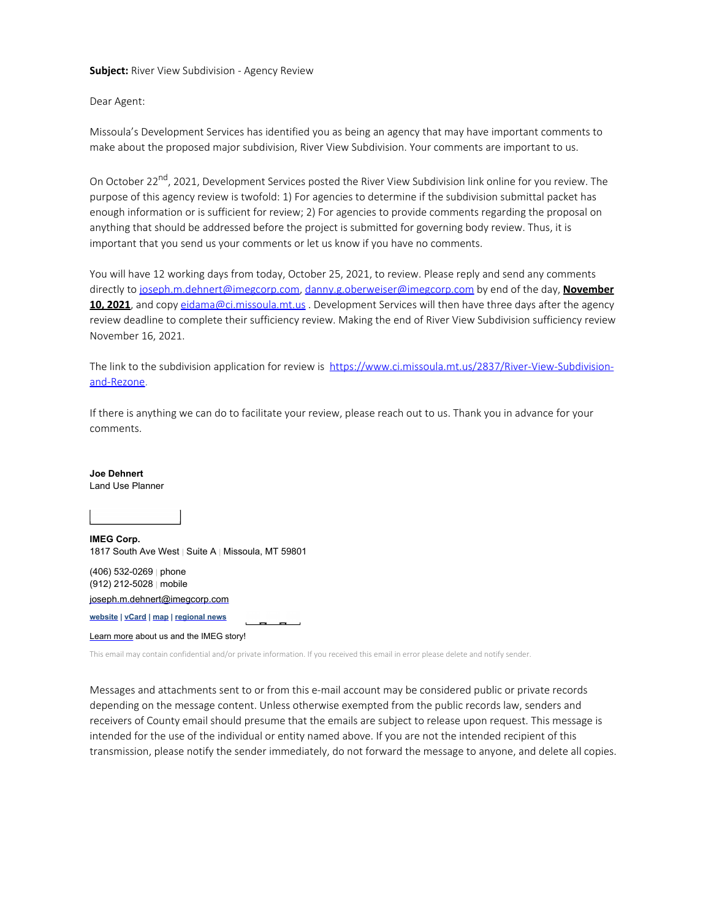**Subject:** River View Subdivision - Agency Review

Dear Agent:

Missoula's Development Services has identified you as being an agency that may have important comments to make about the proposed major subdivision, River View Subdivision. Your comments are important to us.

On October 22nd, 2021, Development Services posted the River View Subdivision link online for you review. The purpose of this agency review is twofold: 1) For agencies to determine if the subdivision submittal packet has enough information or is sufficient for review; 2) For agencies to provide comments regarding the proposal on anything that should be addressed before the project is submitted for governing body review. Thus, it is important that you send us your comments or let us know if you have no comments.

You will have 12 working days from today, October 25, 2021, to review. Please reply and send any comments directly to joseph.m.dehnert@imegcorp.com, danny.g.oberweiser@imegcorp.com by end of the day, **November 10, 2021**, and copy eidama@ci.missoula.mt.us . Development Services will then have three days after the agency review deadline to complete their sufficiency review. Making the end of River View Subdivision sufficiency review November 16, 2021.

The link to the subdivision application for review is https://www.ci.missoula.mt.us/2837/River-View-Subdivision-and-Rezone.

If there is anything we can do to facilitate your review, please reach out to us. Thank you in advance for your comments.

**Joe Dehnert**
Land Use Planner

**IMEG Corp.**
1817 South Ave West | Suite A | Missoula, MT 59801

(406) 532-0269 | phone
(912) 212-5028 | mobile
joseph.m.dehnert@imegcorp.com

**website** | **vCard** | **map** | **regional news**

Learn more about us and the IMEG story!

This email may contain confidential and/or private information. If you received this email in error please delete and notify sender.

Messages and attachments sent to or from this e-mail account may be considered public or private records depending on the message content. Unless otherwise exempted from the public records law, senders and receivers of County email should presume that the emails are subject to release upon request. This message is intended for the use of the individual or entity named above. If you are not the intended recipient of this transmission, please notify the sender immediately, do not forward the message to anyone, and delete all copies.